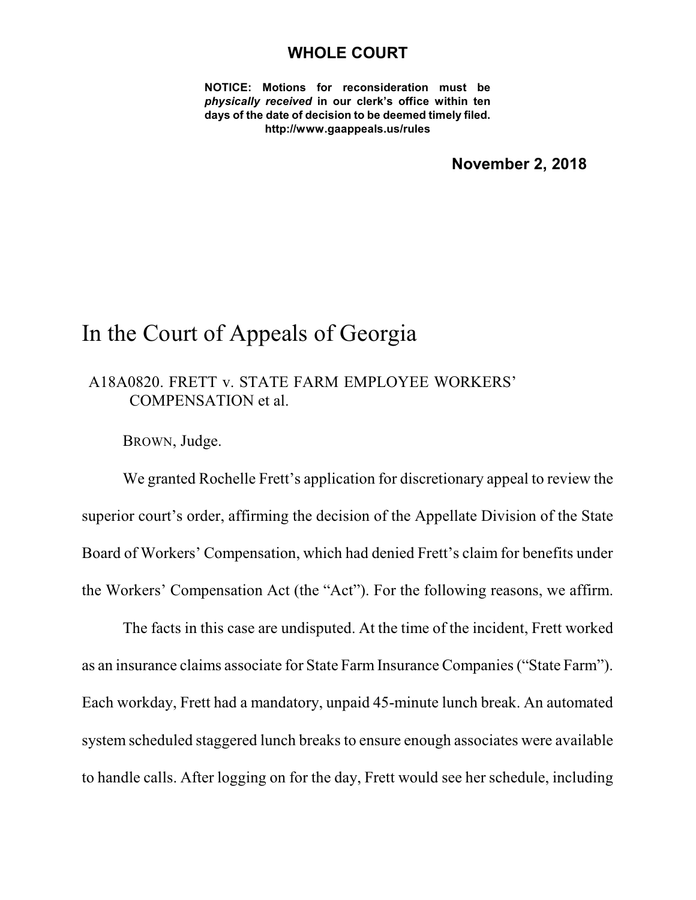**WHOLE COURT**

**NOTICE: Motions for reconsideration must be *physically received* in our clerk's office within ten days of the date of decision to be deemed timely filed.**
**http://www.gaappeals.us/rules**

**November 2, 2018**

# In the Court of Appeals of Georgia

A18A0820. FRETT v. STATE FARM EMPLOYEE WORKERS' COMPENSATION et al.

BROWN, Judge.

We granted Rochelle Frett's application for discretionary appeal to review the superior court's order, affirming the decision of the Appellate Division of the State Board of Workers' Compensation, which had denied Frett's claim for benefits under the Workers' Compensation Act (the "Act"). For the following reasons, we affirm.

The facts in this case are undisputed. At the time of the incident, Frett worked as an insurance claims associate for State Farm Insurance Companies ("State Farm"). Each workday, Frett had a mandatory, unpaid 45-minute lunch break. An automated system scheduled staggered lunch breaks to ensure enough associates were available to handle calls. After logging on for the day, Frett would see her schedule, including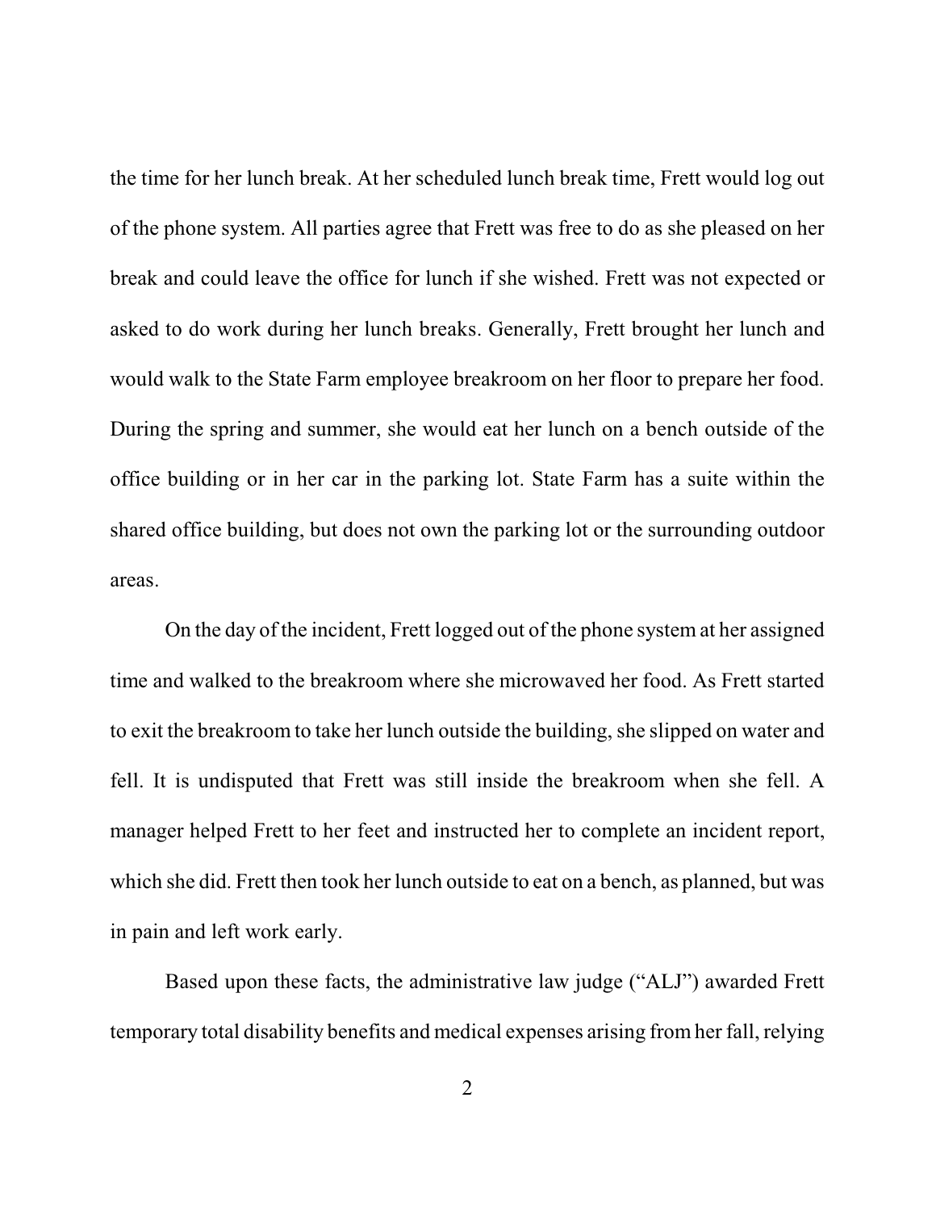the time for her lunch break. At her scheduled lunch break time, Frett would log out of the phone system. All parties agree that Frett was free to do as she pleased on her break and could leave the office for lunch if she wished. Frett was not expected or asked to do work during her lunch breaks. Generally, Frett brought her lunch and would walk to the State Farm employee breakroom on her floor to prepare her food. During the spring and summer, she would eat her lunch on a bench outside of the office building or in her car in the parking lot. State Farm has a suite within the shared office building, but does not own the parking lot or the surrounding outdoor areas.

On the day of the incident, Frett logged out of the phone system at her assigned time and walked to the breakroom where she microwaved her food. As Frett started to exit the breakroom to take her lunch outside the building, she slipped on water and fell. It is undisputed that Frett was still inside the breakroom when she fell. A manager helped Frett to her feet and instructed her to complete an incident report, which she did. Frett then took her lunch outside to eat on a bench, as planned, but was in pain and left work early.

Based upon these facts, the administrative law judge ("ALJ") awarded Frett temporary total disability benefits and medical expenses arising from her fall, relying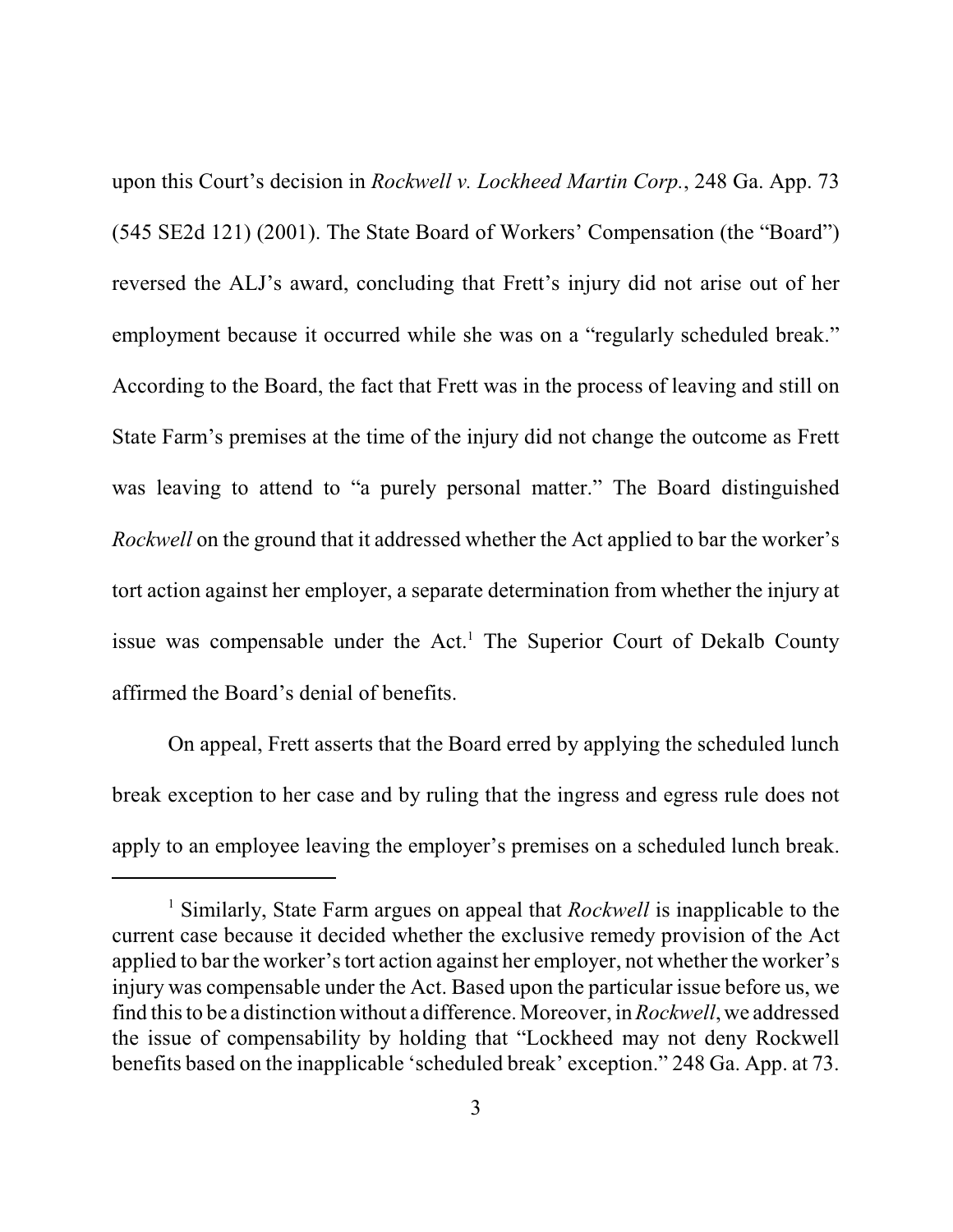upon this Court's decision in *Rockwell v. Lockheed Martin Corp.*, 248 Ga. App. 73 (545 SE2d 121) (2001). The State Board of Workers' Compensation (the "Board") reversed the ALJ's award, concluding that Frett's injury did not arise out of her employment because it occurred while she was on a "regularly scheduled break." According to the Board, the fact that Frett was in the process of leaving and still on State Farm's premises at the time of the injury did not change the outcome as Frett was leaving to attend to "a purely personal matter." The Board distinguished *Rockwell* on the ground that it addressed whether the Act applied to bar the worker's tort action against her employer, a separate determination from whether the injury at issue was compensable under the Act.[1] The Superior Court of Dekalb County affirmed the Board's denial of benefits.

On appeal, Frett asserts that the Board erred by applying the scheduled lunch break exception to her case and by ruling that the ingress and egress rule does not apply to an employee leaving the employer's premises on a scheduled lunch break.

---

[1] Similarly, State Farm argues on appeal that *Rockwell* is inapplicable to the current case because it decided whether the exclusive remedy provision of the Act applied to bar the worker's tort action against her employer, not whether the worker's injury was compensable under the Act. Based upon the particular issue before us, we find this to be a distinction without a difference. Moreover, in *Rockwell*, we addressed the issue of compensability by holding that "Lockheed may not deny Rockwell benefits based on the inapplicable 'scheduled break' exception." 248 Ga. App. at 73.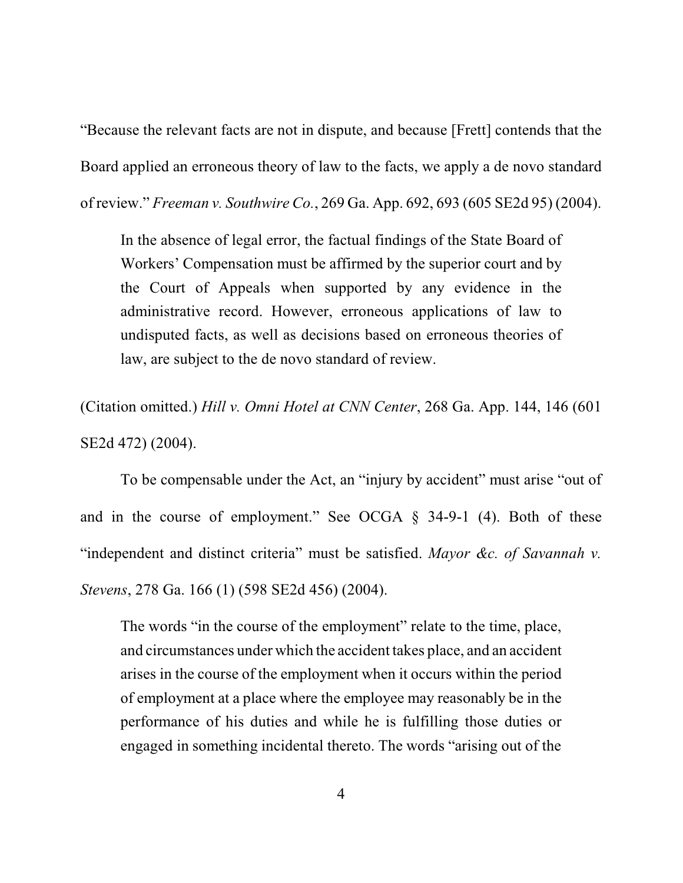"Because the relevant facts are not in dispute, and because [Frett] contends that the Board applied an erroneous theory of law to the facts, we apply a de novo standard of review." *Freeman v. Southwire Co.*, 269 Ga. App. 692, 693 (605 SE2d 95) (2004).

> In the absence of legal error, the factual findings of the State Board of Workers' Compensation must be affirmed by the superior court and by the Court of Appeals when supported by any evidence in the administrative record. However, erroneous applications of law to undisputed facts, as well as decisions based on erroneous theories of law, are subject to the de novo standard of review.

(Citation omitted.) *Hill v. Omni Hotel at CNN Center*, 268 Ga. App. 144, 146 (601 SE2d 472) (2004).

To be compensable under the Act, an "injury by accident" must arise "out of and in the course of employment." See OCGA § 34-9-1 (4). Both of these "independent and distinct criteria" must be satisfied. *Mayor &c. of Savannah v. Stevens*, 278 Ga. 166 (1) (598 SE2d 456) (2004).

> The words "in the course of the employment" relate to the time, place, and circumstances under which the accident takes place, and an accident arises in the course of the employment when it occurs within the period of employment at a place where the employee may reasonably be in the performance of his duties and while he is fulfilling those duties or engaged in something incidental thereto. The words "arising out of the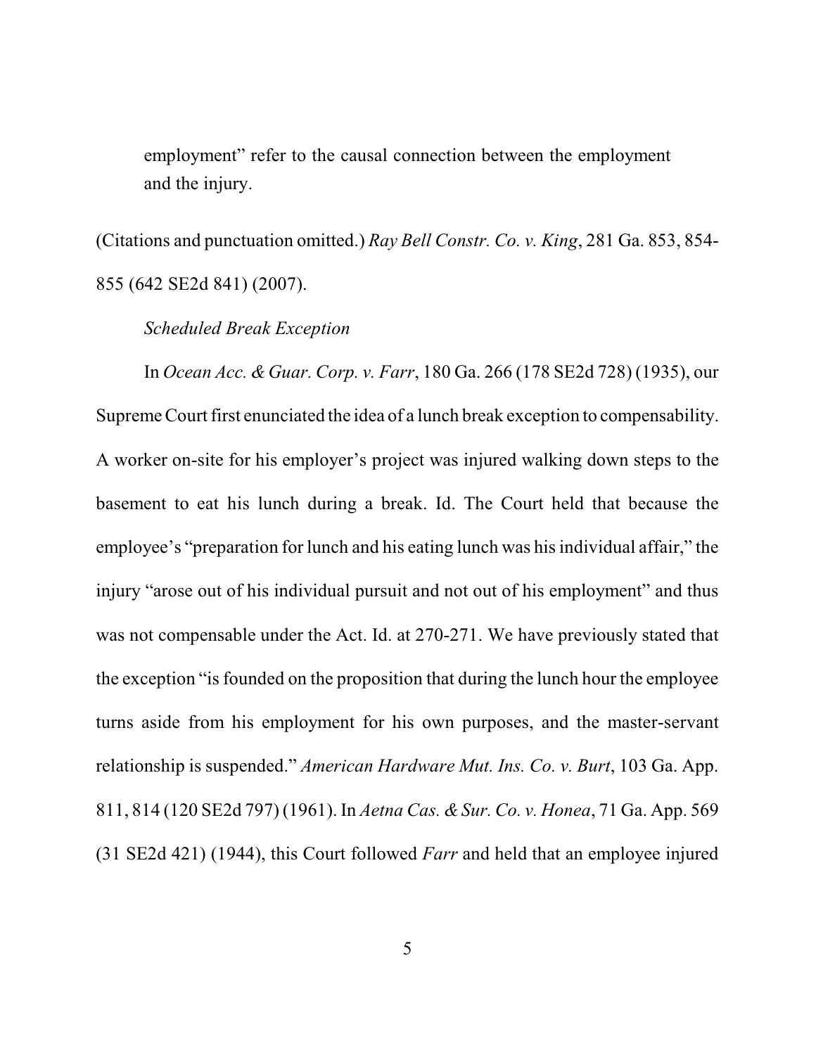employment" refer to the causal connection between the employment and the injury.

(Citations and punctuation omitted.) *Ray Bell Constr. Co. v. King*, 281 Ga. 853, 854-855 (642 SE2d 841) (2007).

*Scheduled Break Exception*

In *Ocean Acc. & Guar. Corp. v. Farr*, 180 Ga. 266 (178 SE2d 728) (1935), our Supreme Court first enunciated the idea of a lunch break exception to compensability. A worker on-site for his employer's project was injured walking down steps to the basement to eat his lunch during a break. Id. The Court held that because the employee's "preparation for lunch and his eating lunch was his individual affair," the injury "arose out of his individual pursuit and not out of his employment" and thus was not compensable under the Act. Id. at 270-271. We have previously stated that the exception "is founded on the proposition that during the lunch hour the employee turns aside from his employment for his own purposes, and the master-servant relationship is suspended." *American Hardware Mut. Ins. Co. v. Burt*, 103 Ga. App. 811, 814 (120 SE2d 797) (1961). In *Aetna Cas. & Sur. Co. v. Honea*, 71 Ga. App. 569 (31 SE2d 421) (1944), this Court followed *Farr* and held that an employee injured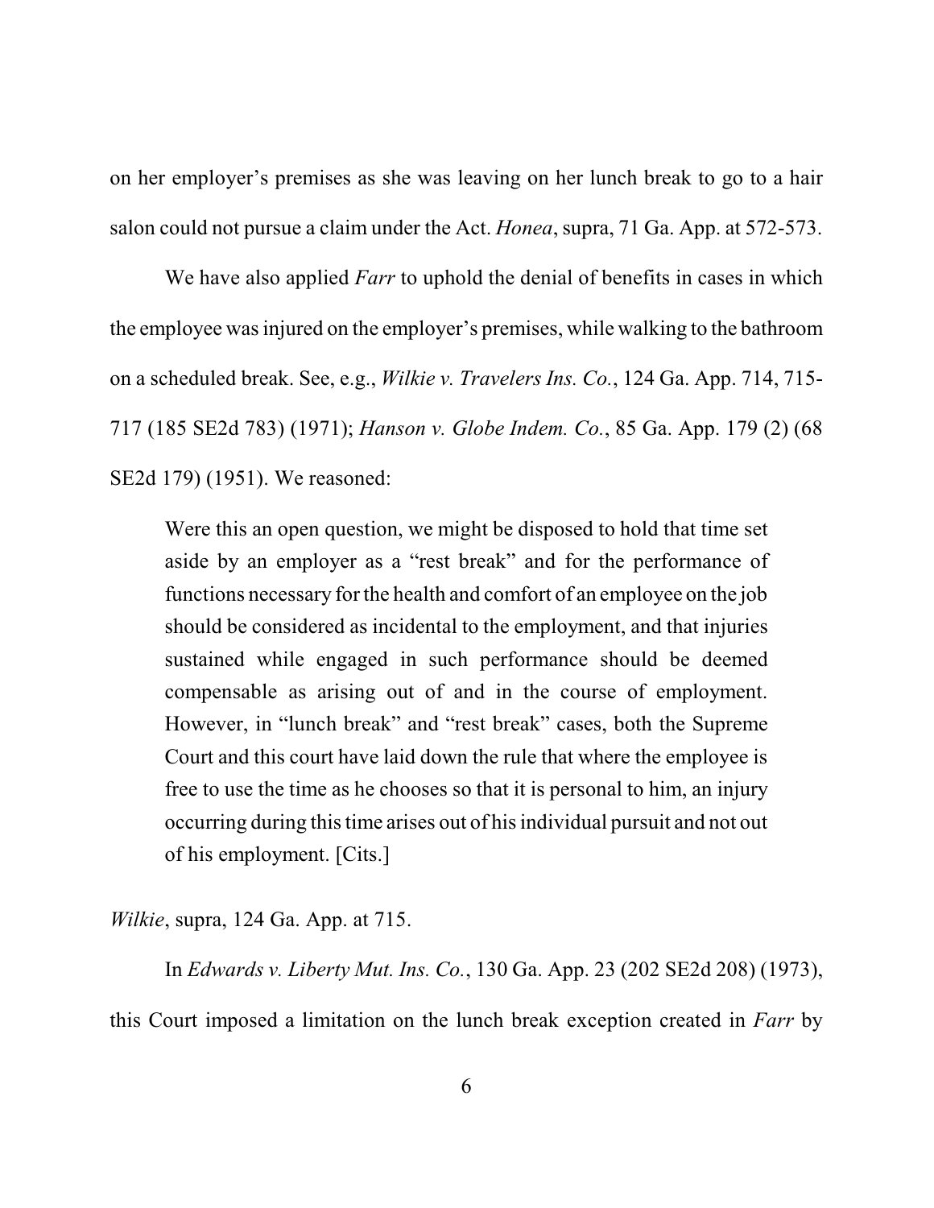on her employer's premises as she was leaving on her lunch break to go to a hair salon could not pursue a claim under the Act. *Honea*, supra, 71 Ga. App. at 572-573.

We have also applied *Farr* to uphold the denial of benefits in cases in which the employee was injured on the employer's premises, while walking to the bathroom on a scheduled break. See, e.g., *Wilkie v. Travelers Ins. Co.*, 124 Ga. App. 714, 715-717 (185 SE2d 783) (1971); *Hanson v. Globe Indem. Co.*, 85 Ga. App. 179 (2) (68 SE2d 179) (1951). We reasoned:

> Were this an open question, we might be disposed to hold that time set aside by an employer as a "rest break" and for the performance of functions necessary for the health and comfort of an employee on the job should be considered as incidental to the employment, and that injuries sustained while engaged in such performance should be deemed compensable as arising out of and in the course of employment. However, in "lunch break" and "rest break" cases, both the Supreme Court and this court have laid down the rule that where the employee is free to use the time as he chooses so that it is personal to him, an injury occurring during this time arises out of his individual pursuit and not out of his employment. [Cits.]

*Wilkie*, supra, 124 Ga. App. at 715.

In *Edwards v. Liberty Mut. Ins. Co.*, 130 Ga. App. 23 (202 SE2d 208) (1973), this Court imposed a limitation on the lunch break exception created in *Farr* by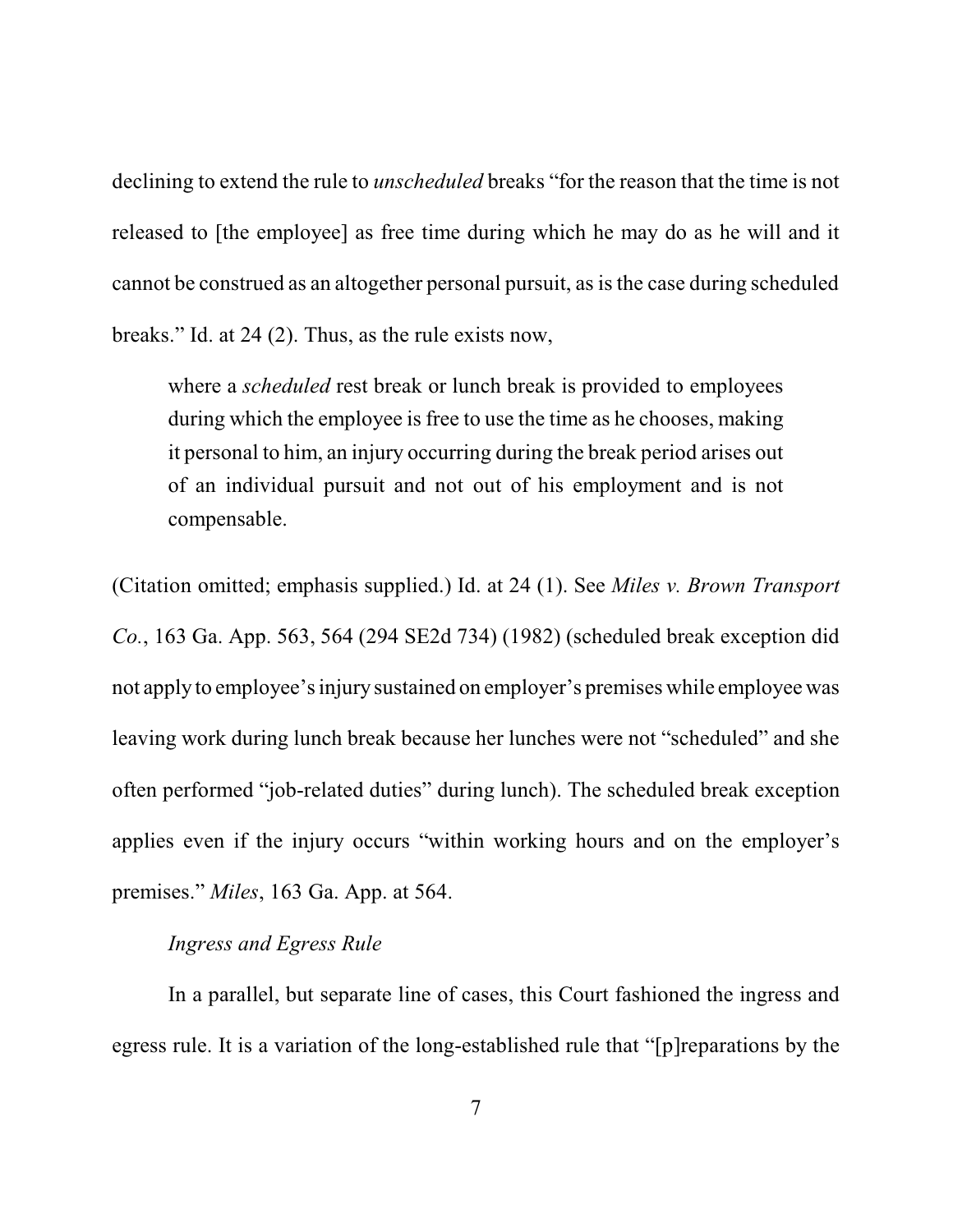declining to extend the rule to *unscheduled* breaks "for the reason that the time is not released to [the employee] as free time during which he may do as he will and it cannot be construed as an altogether personal pursuit, as is the case during scheduled breaks." Id. at 24 (2). Thus, as the rule exists now,

> where a *scheduled* rest break or lunch break is provided to employees during which the employee is free to use the time as he chooses, making it personal to him, an injury occurring during the break period arises out of an individual pursuit and not out of his employment and is not compensable.

(Citation omitted; emphasis supplied.) Id. at 24 (1). See *Miles v. Brown Transport Co.*, 163 Ga. App. 563, 564 (294 SE2d 734) (1982) (scheduled break exception did not apply to employee's injury sustained on employer's premises while employee was leaving work during lunch break because her lunches were not "scheduled" and she often performed "job-related duties" during lunch). The scheduled break exception applies even if the injury occurs "within working hours and on the employer's premises." *Miles*, 163 Ga. App. at 564.

*Ingress and Egress Rule*

In a parallel, but separate line of cases, this Court fashioned the ingress and egress rule. It is a variation of the long-established rule that "[p]reparations by the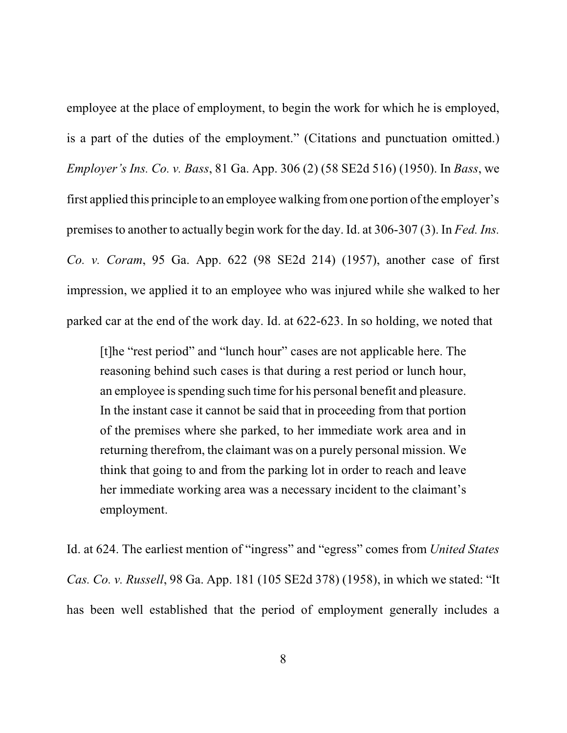employee at the place of employment, to begin the work for which he is employed, is a part of the duties of the employment." (Citations and punctuation omitted.) *Employer's Ins. Co. v. Bass*, 81 Ga. App. 306 (2) (58 SE2d 516) (1950). In *Bass*, we first applied this principle to an employee walking from one portion of the employer's premises to another to actually begin work for the day. Id. at 306-307 (3). In *Fed. Ins. Co. v. Coram*, 95 Ga. App. 622 (98 SE2d 214) (1957), another case of first impression, we applied it to an employee who was injured while she walked to her parked car at the end of the work day. Id. at 622-623. In so holding, we noted that

> [t]he "rest period" and "lunch hour" cases are not applicable here. The reasoning behind such cases is that during a rest period or lunch hour, an employee is spending such time for his personal benefit and pleasure. In the instant case it cannot be said that in proceeding from that portion of the premises where she parked, to her immediate work area and in returning therefrom, the claimant was on a purely personal mission. We think that going to and from the parking lot in order to reach and leave her immediate working area was a necessary incident to the claimant's employment.

Id. at 624. The earliest mention of "ingress" and "egress" comes from *United States Cas. Co. v. Russell*, 98 Ga. App. 181 (105 SE2d 378) (1958), in which we stated: "It has been well established that the period of employment generally includes a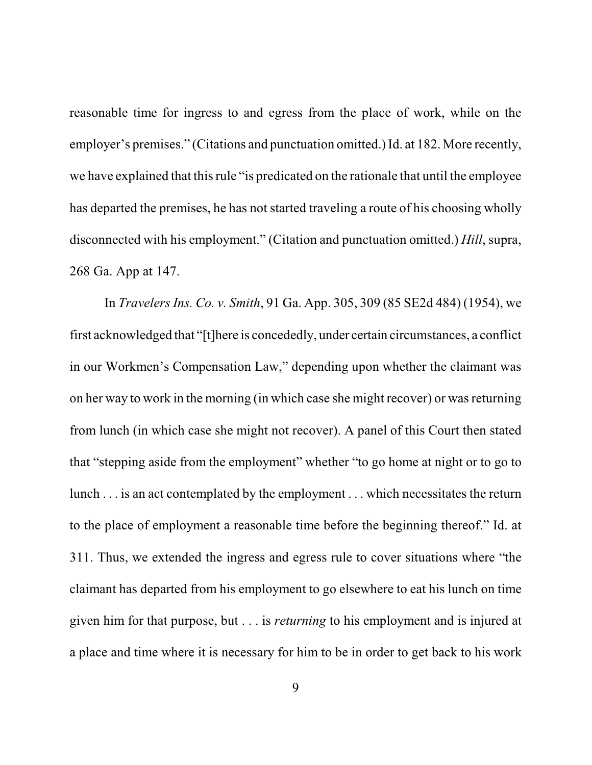reasonable time for ingress to and egress from the place of work, while on the employer's premises." (Citations and punctuation omitted.) Id. at 182. More recently, we have explained that this rule "is predicated on the rationale that until the employee has departed the premises, he has not started traveling a route of his choosing wholly disconnected with his employment." (Citation and punctuation omitted.) *Hill*, supra, 268 Ga. App at 147.

In *Travelers Ins. Co. v. Smith*, 91 Ga. App. 305, 309 (85 SE2d 484) (1954), we first acknowledged that "[t]here is concededly, under certain circumstances, a conflict in our Workmen's Compensation Law," depending upon whether the claimant was on her way to work in the morning (in which case she might recover) or was returning from lunch (in which case she might not recover). A panel of this Court then stated that "stepping aside from the employment" whether "to go home at night or to go to lunch . . . is an act contemplated by the employment . . . which necessitates the return to the place of employment a reasonable time before the beginning thereof." Id. at 311. Thus, we extended the ingress and egress rule to cover situations where "the claimant has departed from his employment to go elsewhere to eat his lunch on time given him for that purpose, but . . . is *returning* to his employment and is injured at a place and time where it is necessary for him to be in order to get back to his work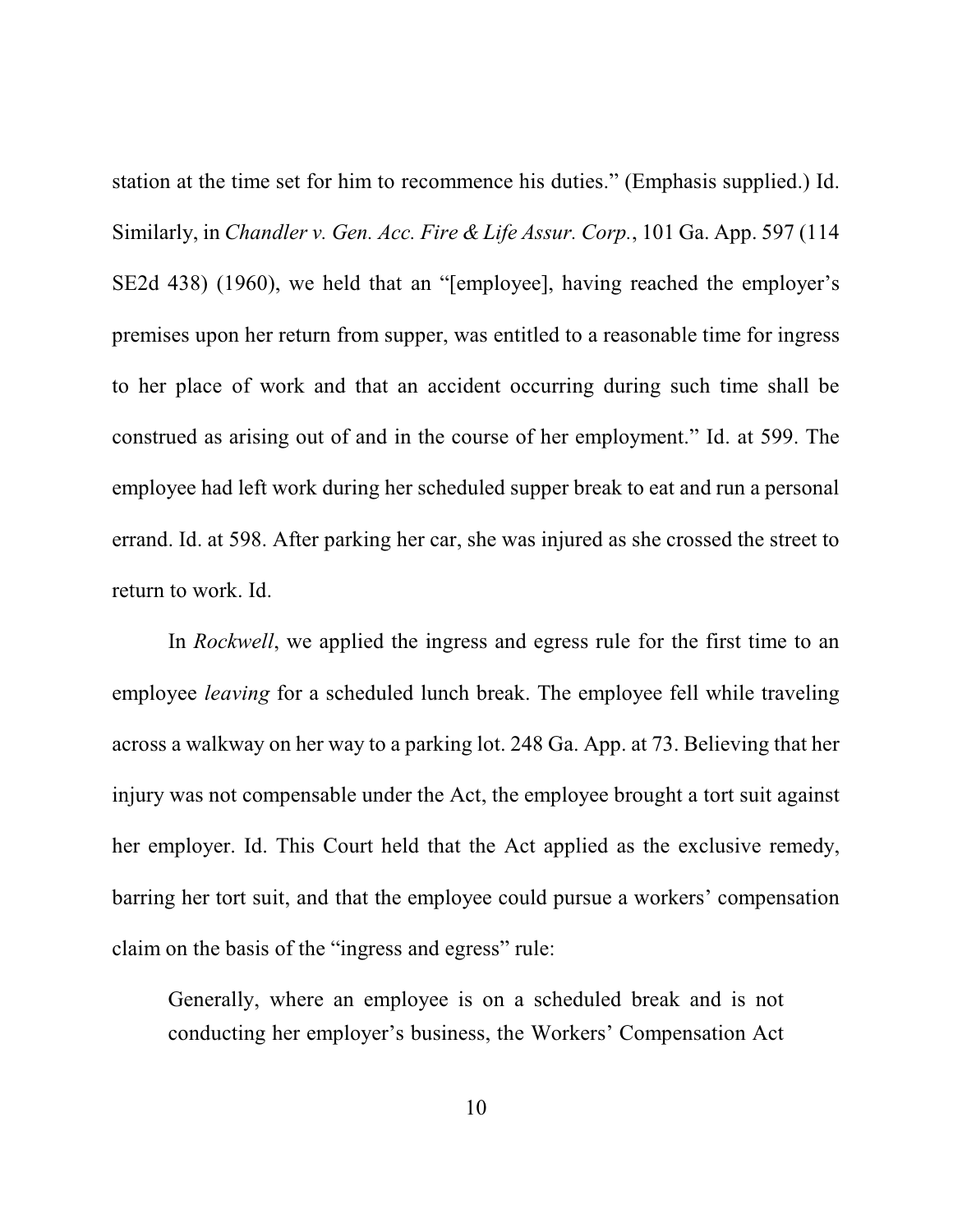station at the time set for him to recommence his duties." (Emphasis supplied.) Id. Similarly, in *Chandler v. Gen. Acc. Fire & Life Assur. Corp.*, 101 Ga. App. 597 (114 SE2d 438) (1960), we held that an "[employee], having reached the employer's premises upon her return from supper, was entitled to a reasonable time for ingress to her place of work and that an accident occurring during such time shall be construed as arising out of and in the course of her employment." Id. at 599. The employee had left work during her scheduled supper break to eat and run a personal errand. Id. at 598. After parking her car, she was injured as she crossed the street to return to work. Id.

In *Rockwell*, we applied the ingress and egress rule for the first time to an employee *leaving* for a scheduled lunch break. The employee fell while traveling across a walkway on her way to a parking lot. 248 Ga. App. at 73. Believing that her injury was not compensable under the Act, the employee brought a tort suit against her employer. Id. This Court held that the Act applied as the exclusive remedy, barring her tort suit, and that the employee could pursue a workers' compensation claim on the basis of the "ingress and egress" rule:

> Generally, where an employee is on a scheduled break and is not conducting her employer's business, the Workers' Compensation Act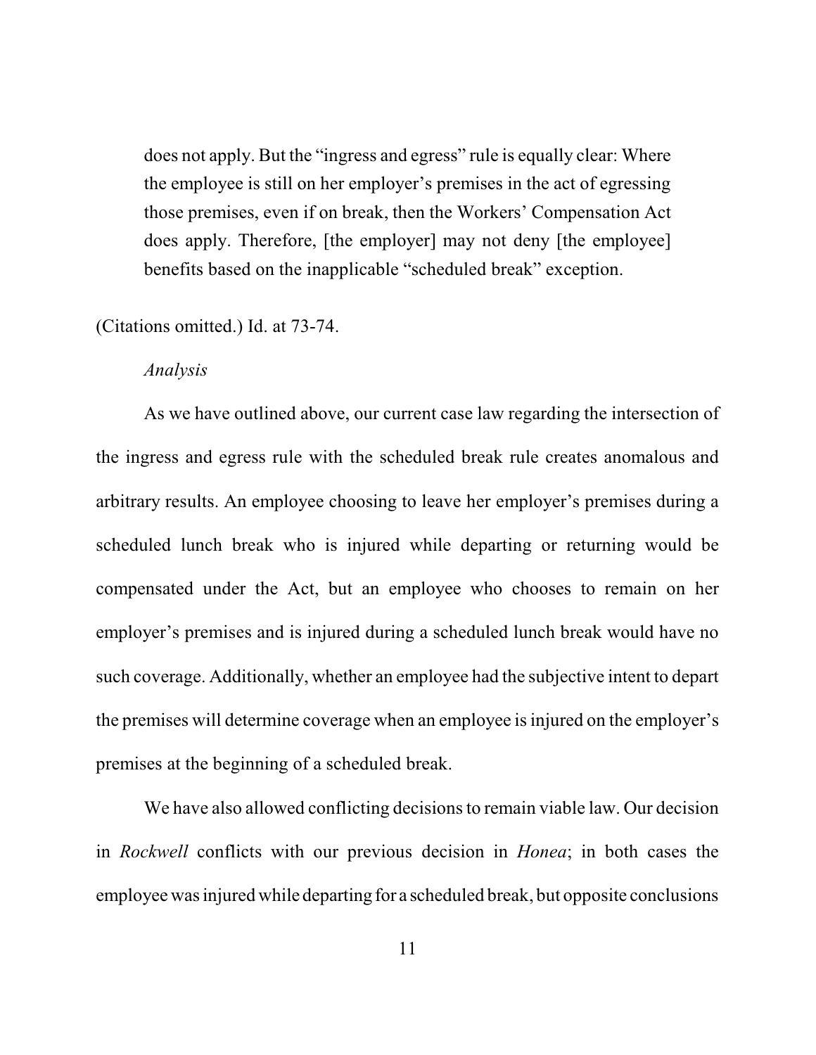> does not apply. But the "ingress and egress" rule is equally clear: Where the employee is still on her employer's premises in the act of egressing those premises, even if on break, then the Workers' Compensation Act does apply. Therefore, [the employer] may not deny [the employee] benefits based on the inapplicable "scheduled break" exception.

(Citations omitted.) Id. at 73-74.

*Analysis*

As we have outlined above, our current case law regarding the intersection of the ingress and egress rule with the scheduled break rule creates anomalous and arbitrary results. An employee choosing to leave her employer's premises during a scheduled lunch break who is injured while departing or returning would be compensated under the Act, but an employee who chooses to remain on her employer's premises and is injured during a scheduled lunch break would have no such coverage. Additionally, whether an employee had the subjective intent to depart the premises will determine coverage when an employee is injured on the employer's premises at the beginning of a scheduled break.

We have also allowed conflicting decisions to remain viable law. Our decision in *Rockwell* conflicts with our previous decision in *Honea*; in both cases the employee was injured while departing for a scheduled break, but opposite conclusions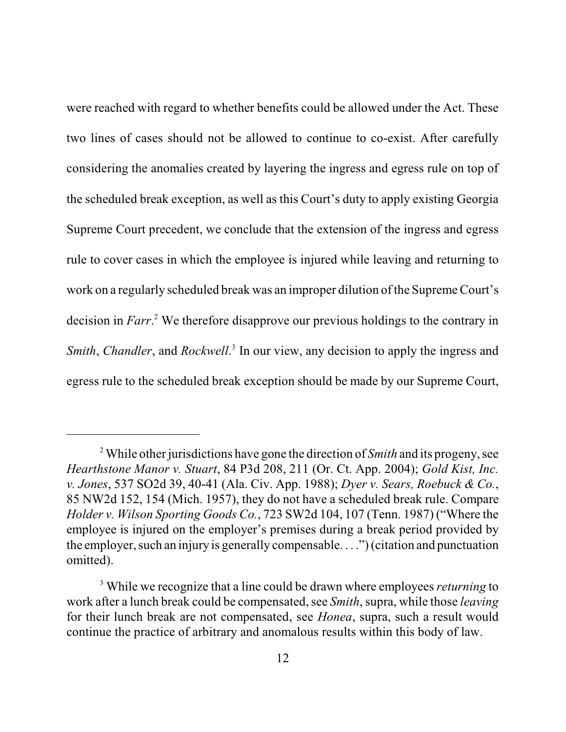were reached with regard to whether benefits could be allowed under the Act. These two lines of cases should not be allowed to continue to co-exist. After carefully considering the anomalies created by layering the ingress and egress rule on top of the scheduled break exception, as well as this Court's duty to apply existing Georgia Supreme Court precedent, we conclude that the extension of the ingress and egress rule to cover cases in which the employee is injured while leaving and returning to work on a regularly scheduled break was an improper dilution of the Supreme Court's decision in *Farr*.[2] We therefore disapprove our previous holdings to the contrary in *Smith*, *Chandler*, and *Rockwell*.[3] In our view, any decision to apply the ingress and egress rule to the scheduled break exception should be made by our Supreme Court,

---

[2] While other jurisdictions have gone the direction of *Smith* and its progeny, see *Hearthstone Manor v. Stuart*, 84 P3d 208, 211 (Or. Ct. App. 2004); *Gold Kist, Inc. v. Jones*, 537 SO2d 39, 40-41 (Ala. Civ. App. 1988); *Dyer v. Sears, Roebuck & Co.*, 85 NW2d 152, 154 (Mich. 1957), they do not have a scheduled break rule. Compare *Holder v. Wilson Sporting Goods Co.*, 723 SW2d 104, 107 (Tenn. 1987) ("Where the employee is injured on the employer's premises during a break period provided by the employer, such an injury is generally compensable. . . .") (citation and punctuation omitted).

[3] While we recognize that a line could be drawn where employees *returning* to work after a lunch break could be compensated, see *Smith*, supra, while those *leaving* for their lunch break are not compensated, see *Honea*, supra, such a result would continue the practice of arbitrary and anomalous results within this body of law.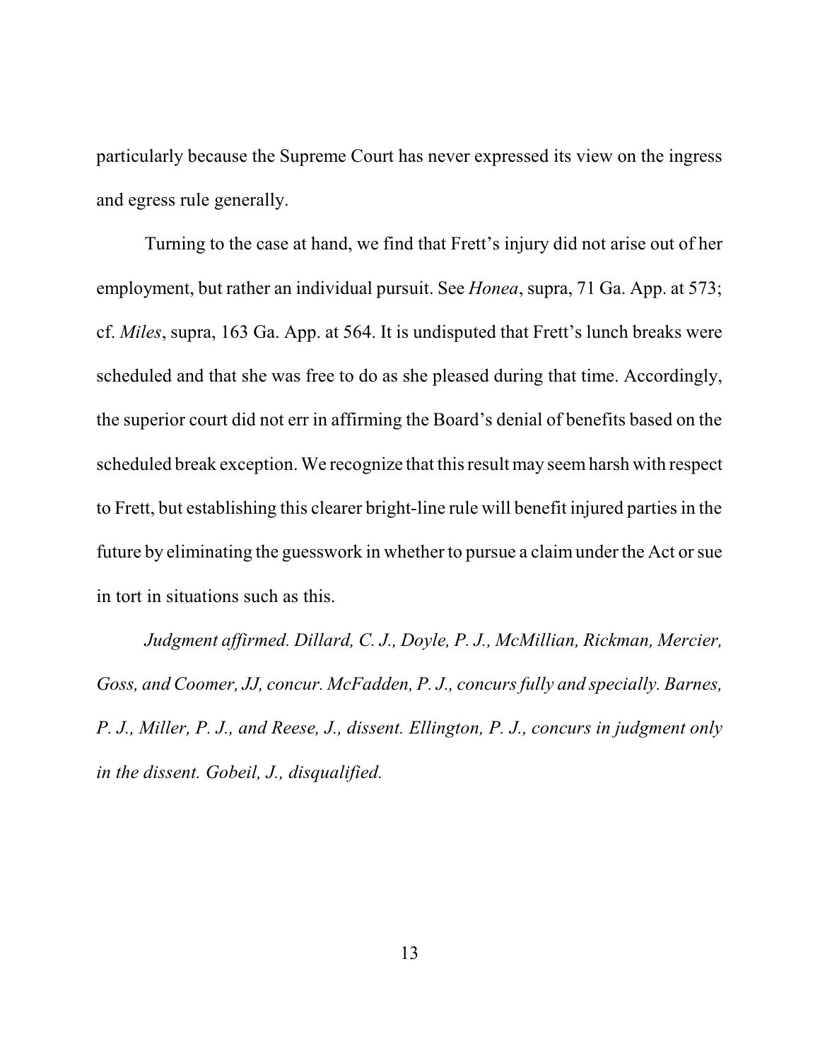particularly because the Supreme Court has never expressed its view on the ingress and egress rule generally.

Turning to the case at hand, we find that Frett's injury did not arise out of her employment, but rather an individual pursuit. See *Honea*, supra, 71 Ga. App. at 573; cf. *Miles*, supra, 163 Ga. App. at 564. It is undisputed that Frett's lunch breaks were scheduled and that she was free to do as she pleased during that time. Accordingly, the superior court did not err in affirming the Board's denial of benefits based on the scheduled break exception. We recognize that this result may seem harsh with respect to Frett, but establishing this clearer bright-line rule will benefit injured parties in the future by eliminating the guesswork in whether to pursue a claim under the Act or sue in tort in situations such as this.

*Judgment affirmed. Dillard, C. J., Doyle, P. J., McMillian, Rickman, Mercier, Goss, and Coomer, JJ, concur. McFadden, P. J., concurs fully and specially. Barnes, P. J., Miller, P. J., and Reese, J., dissent. Ellington, P. J., concurs in judgment only in the dissent. Gobeil, J., disqualified.*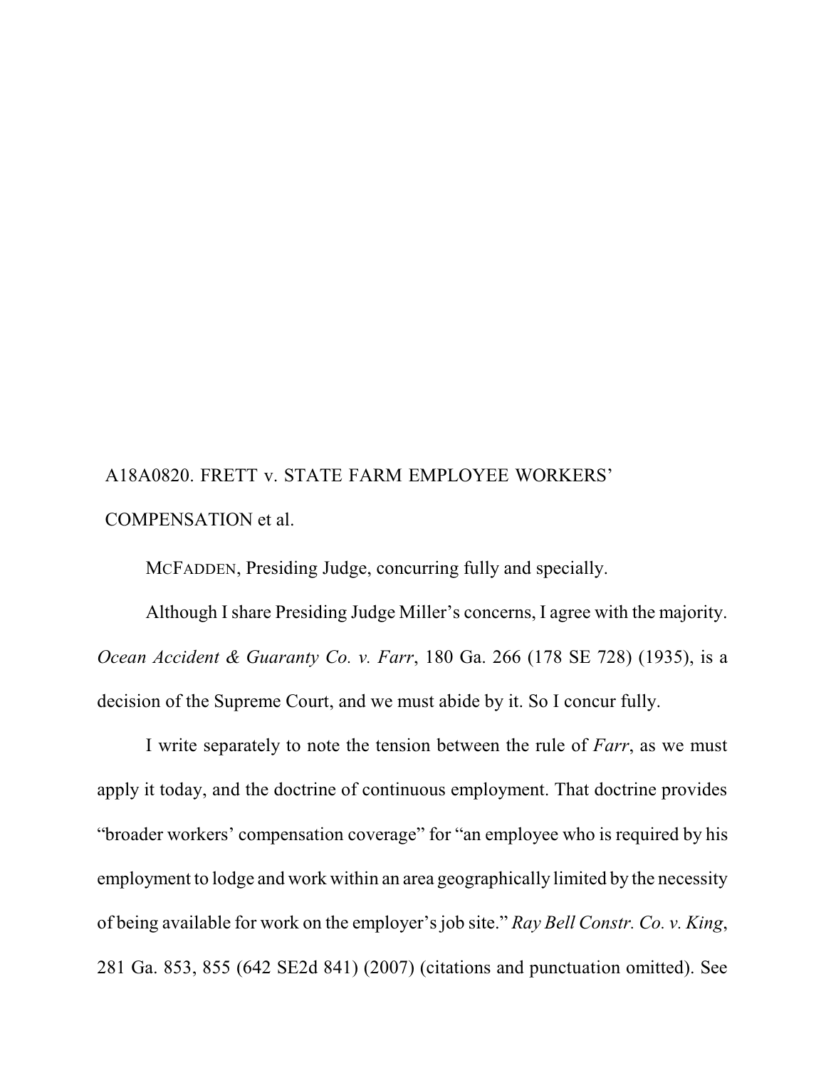A18A0820. FRETT v. STATE FARM EMPLOYEE WORKERS' COMPENSATION et al.

MCFADDEN, Presiding Judge, concurring fully and specially.

Although I share Presiding Judge Miller's concerns, I agree with the majority. *Ocean Accident & Guaranty Co. v. Farr*, 180 Ga. 266 (178 SE 728) (1935), is a decision of the Supreme Court, and we must abide by it. So I concur fully.

I write separately to note the tension between the rule of *Farr*, as we must apply it today, and the doctrine of continuous employment. That doctrine provides "broader workers' compensation coverage" for "an employee who is required by his employment to lodge and work within an area geographically limited by the necessity of being available for work on the employer's job site." *Ray Bell Constr. Co. v. King*, 281 Ga. 853, 855 (642 SE2d 841) (2007) (citations and punctuation omitted). See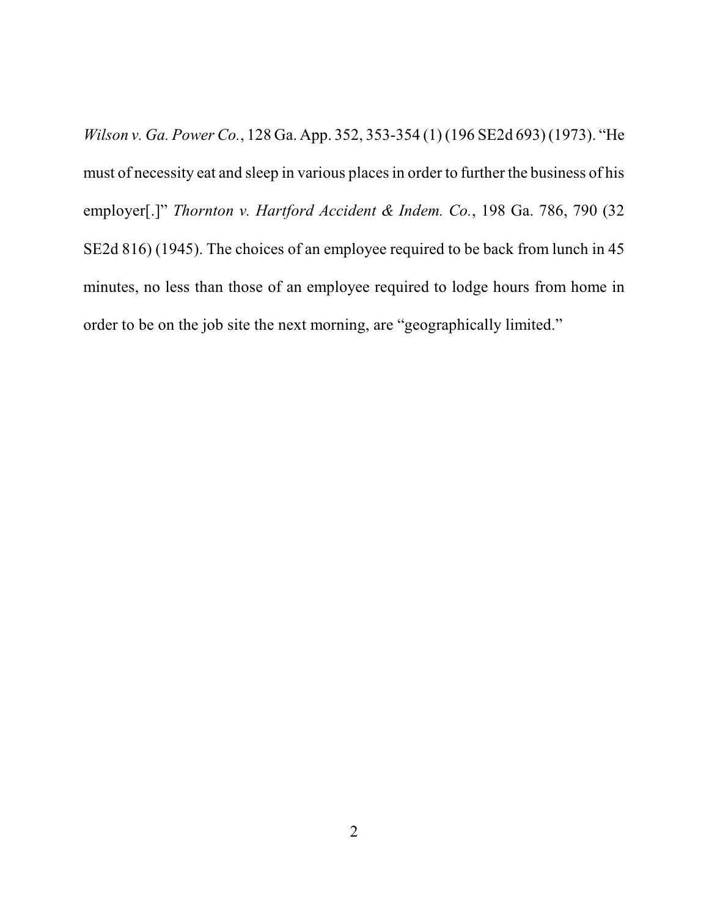*Wilson v. Ga. Power Co.*, 128 Ga. App. 352, 353-354 (1) (196 SE2d 693) (1973). "He must of necessity eat and sleep in various places in order to further the business of his employer[.]" *Thornton v. Hartford Accident & Indem. Co.*, 198 Ga. 786, 790 (32 SE2d 816) (1945). The choices of an employee required to be back from lunch in 45 minutes, no less than those of an employee required to lodge hours from home in order to be on the job site the next morning, are "geographically limited."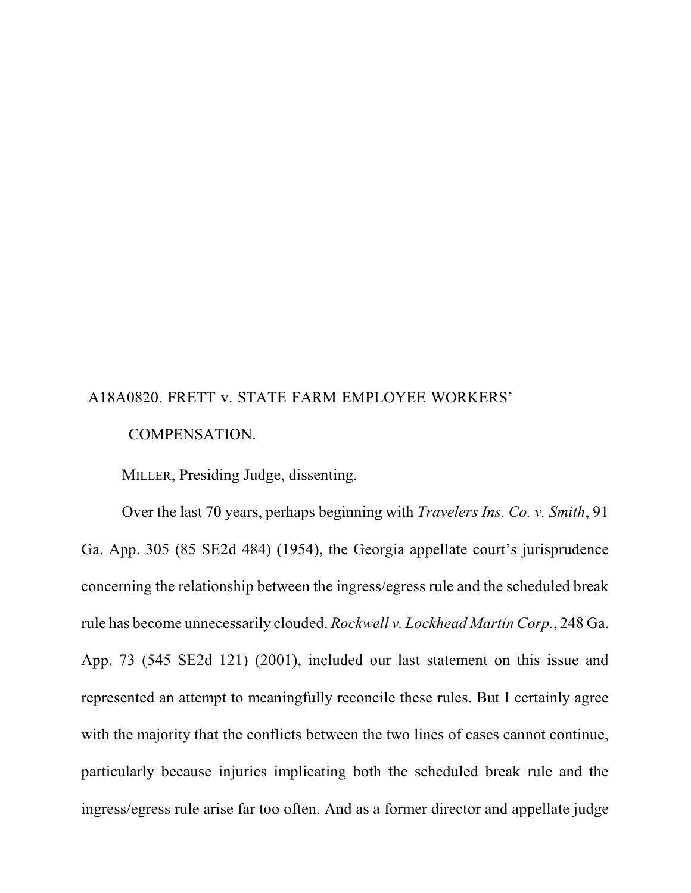A18A0820. FRETT v. STATE FARM EMPLOYEE WORKERS' COMPENSATION.

MILLER, Presiding Judge, dissenting.

Over the last 70 years, perhaps beginning with *Travelers Ins. Co. v. Smith*, 91 Ga. App. 305 (85 SE2d 484) (1954), the Georgia appellate court's jurisprudence concerning the relationship between the ingress/egress rule and the scheduled break rule has become unnecessarily clouded. *Rockwell v. Lockhead Martin Corp.*, 248 Ga. App. 73 (545 SE2d 121) (2001), included our last statement on this issue and represented an attempt to meaningfully reconcile these rules. But I certainly agree with the majority that the conflicts between the two lines of cases cannot continue, particularly because injuries implicating both the scheduled break rule and the ingress/egress rule arise far too often. And as a former director and appellate judge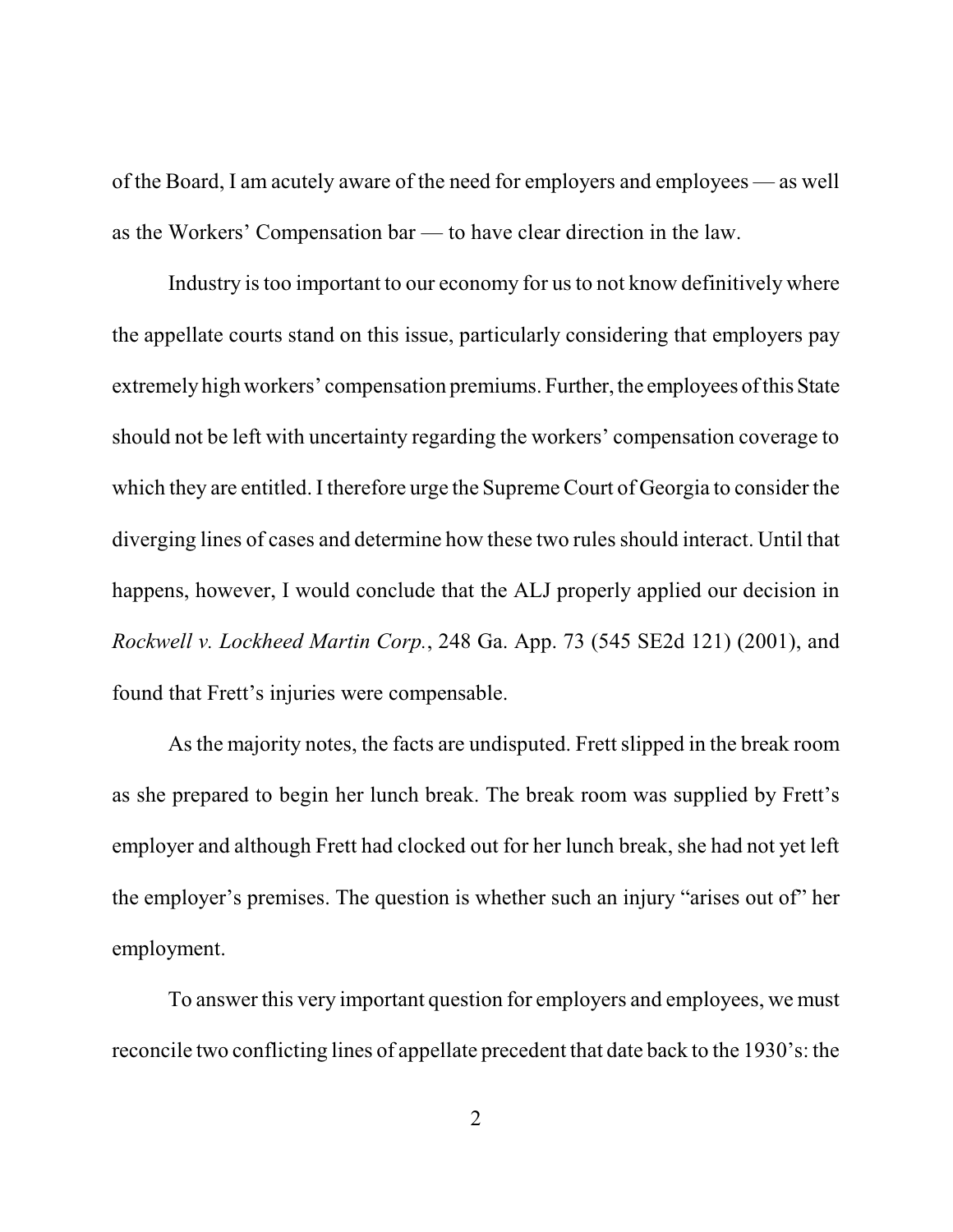of the Board, I am acutely aware of the need for employers and employees — as well as the Workers' Compensation bar — to have clear direction in the law.

Industry is too important to our economy for us to not know definitively where the appellate courts stand on this issue, particularly considering that employers pay extremely high workers' compensation premiums. Further, the employees of this State should not be left with uncertainty regarding the workers' compensation coverage to which they are entitled. I therefore urge the Supreme Court of Georgia to consider the diverging lines of cases and determine how these two rules should interact. Until that happens, however, I would conclude that the ALJ properly applied our decision in *Rockwell v. Lockheed Martin Corp.*, 248 Ga. App. 73 (545 SE2d 121) (2001), and found that Frett's injuries were compensable.

As the majority notes, the facts are undisputed. Frett slipped in the break room as she prepared to begin her lunch break. The break room was supplied by Frett's employer and although Frett had clocked out for her lunch break, she had not yet left the employer's premises. The question is whether such an injury "arises out of" her employment.

To answer this very important question for employers and employees, we must reconcile two conflicting lines of appellate precedent that date back to the 1930's: the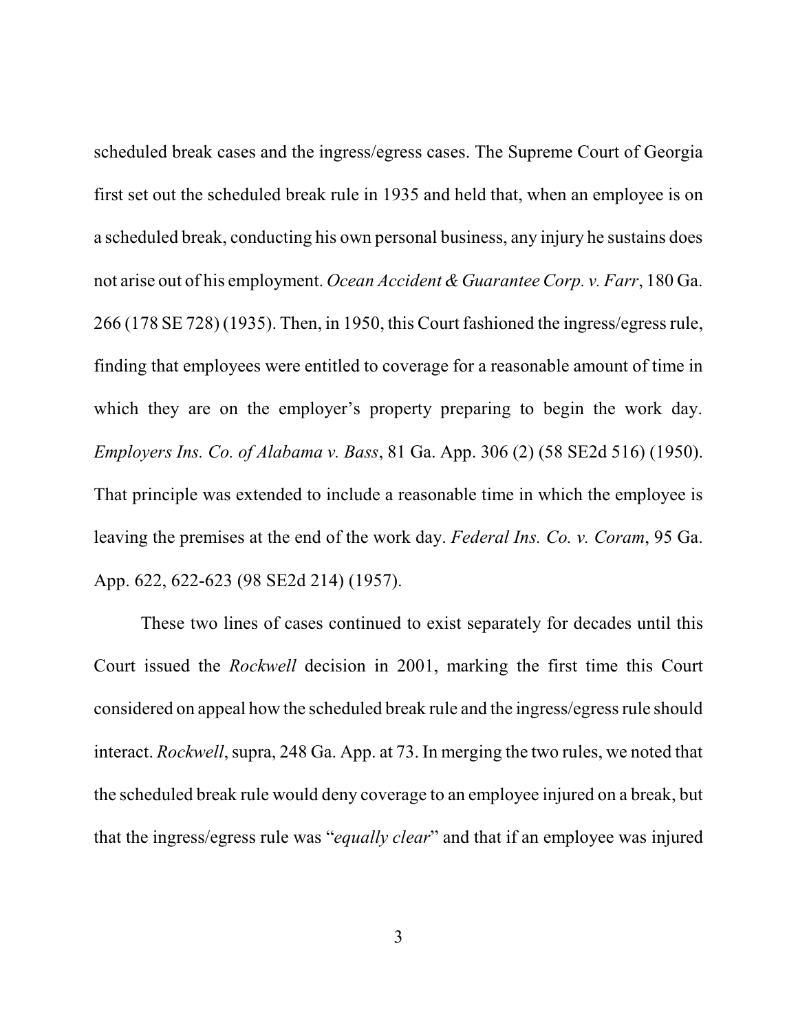scheduled break cases and the ingress/egress cases. The Supreme Court of Georgia first set out the scheduled break rule in 1935 and held that, when an employee is on a scheduled break, conducting his own personal business, any injury he sustains does not arise out of his employment. *Ocean Accident & Guarantee Corp. v. Farr*, 180 Ga. 266 (178 SE 728) (1935). Then, in 1950, this Court fashioned the ingress/egress rule, finding that employees were entitled to coverage for a reasonable amount of time in which they are on the employer's property preparing to begin the work day. *Employers Ins. Co. of Alabama v. Bass*, 81 Ga. App. 306 (2) (58 SE2d 516) (1950). That principle was extended to include a reasonable time in which the employee is leaving the premises at the end of the work day. *Federal Ins. Co. v. Coram*, 95 Ga. App. 622, 622-623 (98 SE2d 214) (1957).

These two lines of cases continued to exist separately for decades until this Court issued the *Rockwell* decision in 2001, marking the first time this Court considered on appeal how the scheduled break rule and the ingress/egress rule should interact. *Rockwell*, supra, 248 Ga. App. at 73. In merging the two rules, we noted that the scheduled break rule would deny coverage to an employee injured on a break, but that the ingress/egress rule was "*equally clear*" and that if an employee was injured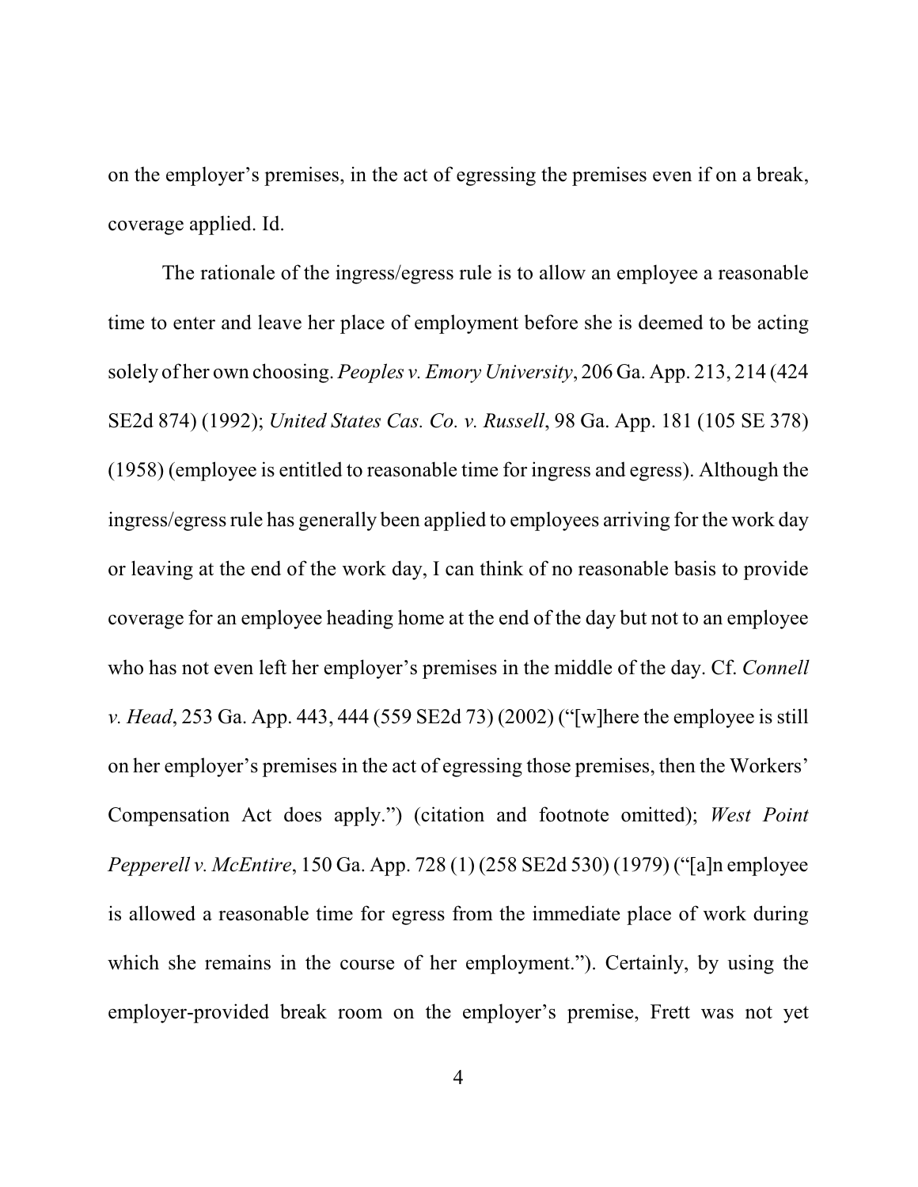on the employer's premises, in the act of egressing the premises even if on a break, coverage applied. Id.

The rationale of the ingress/egress rule is to allow an employee a reasonable time to enter and leave her place of employment before she is deemed to be acting solely of her own choosing. *Peoples v. Emory University*, 206 Ga. App. 213, 214 (424 SE2d 874) (1992); *United States Cas. Co. v. Russell*, 98 Ga. App. 181 (105 SE 378) (1958) (employee is entitled to reasonable time for ingress and egress). Although the ingress/egress rule has generally been applied to employees arriving for the work day or leaving at the end of the work day, I can think of no reasonable basis to provide coverage for an employee heading home at the end of the day but not to an employee who has not even left her employer's premises in the middle of the day. Cf. *Connell v. Head*, 253 Ga. App. 443, 444 (559 SE2d 73) (2002) ("[w]here the employee is still on her employer's premises in the act of egressing those premises, then the Workers' Compensation Act does apply.") (citation and footnote omitted); *West Point Pepperell v. McEntire*, 150 Ga. App. 728 (1) (258 SE2d 530) (1979) ("[a]n employee is allowed a reasonable time for egress from the immediate place of work during which she remains in the course of her employment."). Certainly, by using the employer-provided break room on the employer's premise, Frett was not yet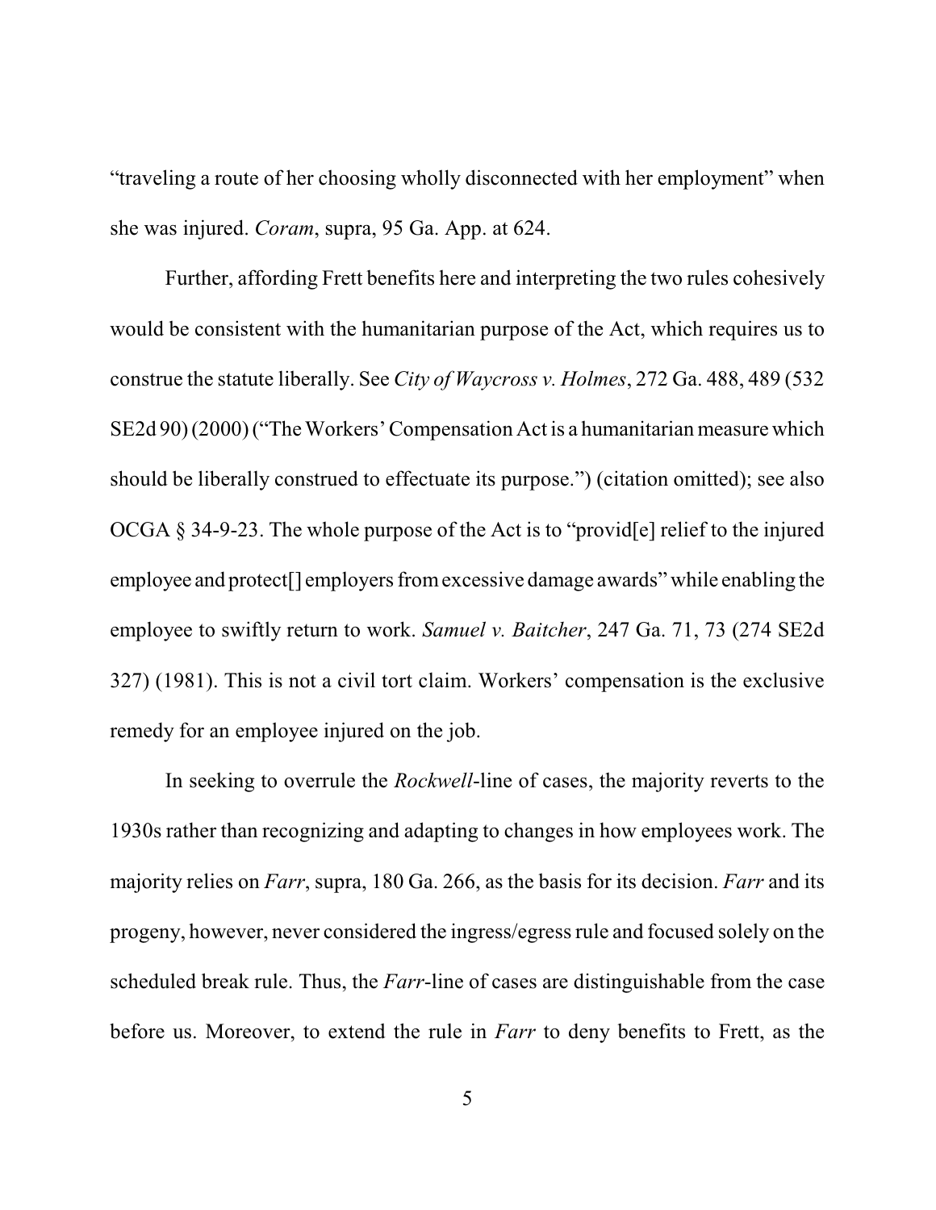"traveling a route of her choosing wholly disconnected with her employment" when she was injured. *Coram*, supra, 95 Ga. App. at 624.

Further, affording Frett benefits here and interpreting the two rules cohesively would be consistent with the humanitarian purpose of the Act, which requires us to construe the statute liberally. See *City of Waycross v. Holmes*, 272 Ga. 488, 489 (532 SE2d 90) (2000) ("The Workers' Compensation Act is a humanitarian measure which should be liberally construed to effectuate its purpose.") (citation omitted); see also OCGA § 34-9-23. The whole purpose of the Act is to "provid[e] relief to the injured employee and protect[] employers from excessive damage awards" while enabling the employee to swiftly return to work. *Samuel v. Baitcher*, 247 Ga. 71, 73 (274 SE2d 327) (1981). This is not a civil tort claim. Workers' compensation is the exclusive remedy for an employee injured on the job.

In seeking to overrule the *Rockwell*-line of cases, the majority reverts to the 1930s rather than recognizing and adapting to changes in how employees work. The majority relies on *Farr*, supra, 180 Ga. 266, as the basis for its decision. *Farr* and its progeny, however, never considered the ingress/egress rule and focused solely on the scheduled break rule. Thus, the *Farr*-line of cases are distinguishable from the case before us. Moreover, to extend the rule in *Farr* to deny benefits to Frett, as the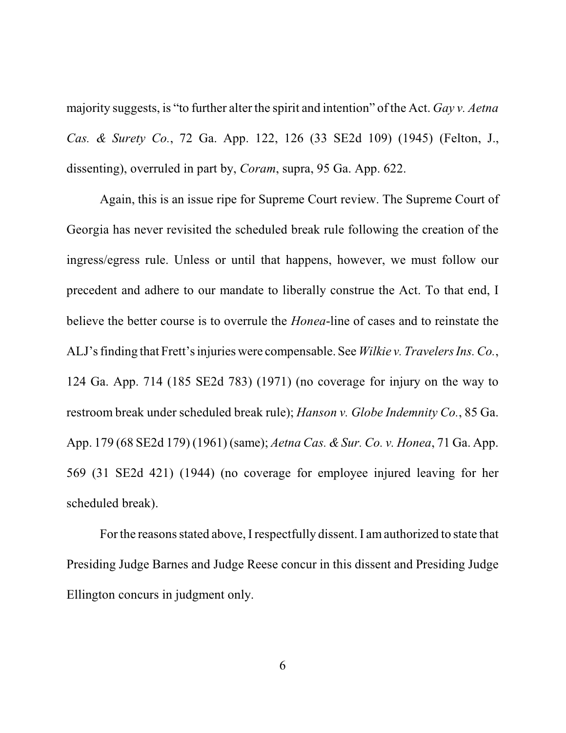majority suggests, is "to further alter the spirit and intention" of the Act. *Gay v. Aetna Cas. & Surety Co.*, 72 Ga. App. 122, 126 (33 SE2d 109) (1945) (Felton, J., dissenting), overruled in part by, *Coram*, supra, 95 Ga. App. 622.

Again, this is an issue ripe for Supreme Court review. The Supreme Court of Georgia has never revisited the scheduled break rule following the creation of the ingress/egress rule. Unless or until that happens, however, we must follow our precedent and adhere to our mandate to liberally construe the Act. To that end, I believe the better course is to overrule the *Honea*-line of cases and to reinstate the ALJ's finding that Frett's injuries were compensable. See *Wilkie v. Travelers Ins. Co.*, 124 Ga. App. 714 (185 SE2d 783) (1971) (no coverage for injury on the way to restroom break under scheduled break rule); *Hanson v. Globe Indemnity Co.*, 85 Ga. App. 179 (68 SE2d 179) (1961) (same); *Aetna Cas. & Sur. Co. v. Honea*, 71 Ga. App. 569 (31 SE2d 421) (1944) (no coverage for employee injured leaving for her scheduled break).

For the reasons stated above, I respectfully dissent. I am authorized to state that Presiding Judge Barnes and Judge Reese concur in this dissent and Presiding Judge Ellington concurs in judgment only.